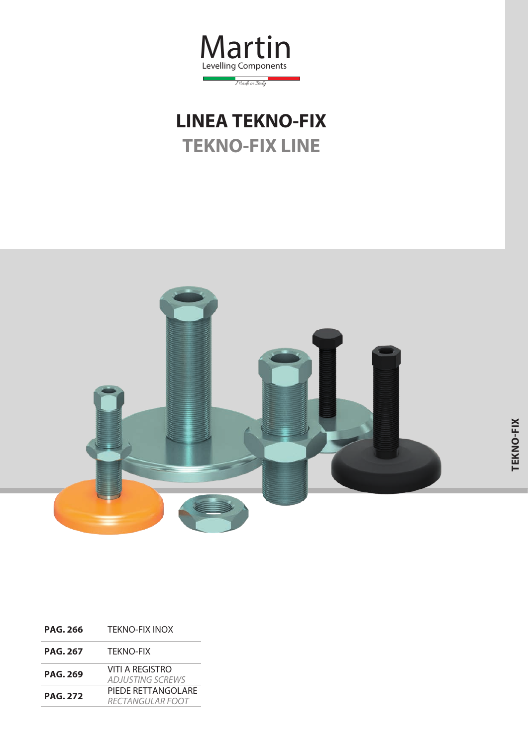Martin

Levelling Components

Made in Italy

# LINEA TEKNO-FIX

## TEKNO-FIX LINE

TEKNO-FIX

| | |
|---|---|
| **PAG. 266** | TEKNO-FIX INOX |
| **PAG. 267** | TEKNO-FIX |
| **PAG. 269** | VITI A REGISTRO *ADJUSTING SCREWS* |
| **PAG. 272** | PIEDE RETTANGOLARE *RECTANGULAR FOOT* |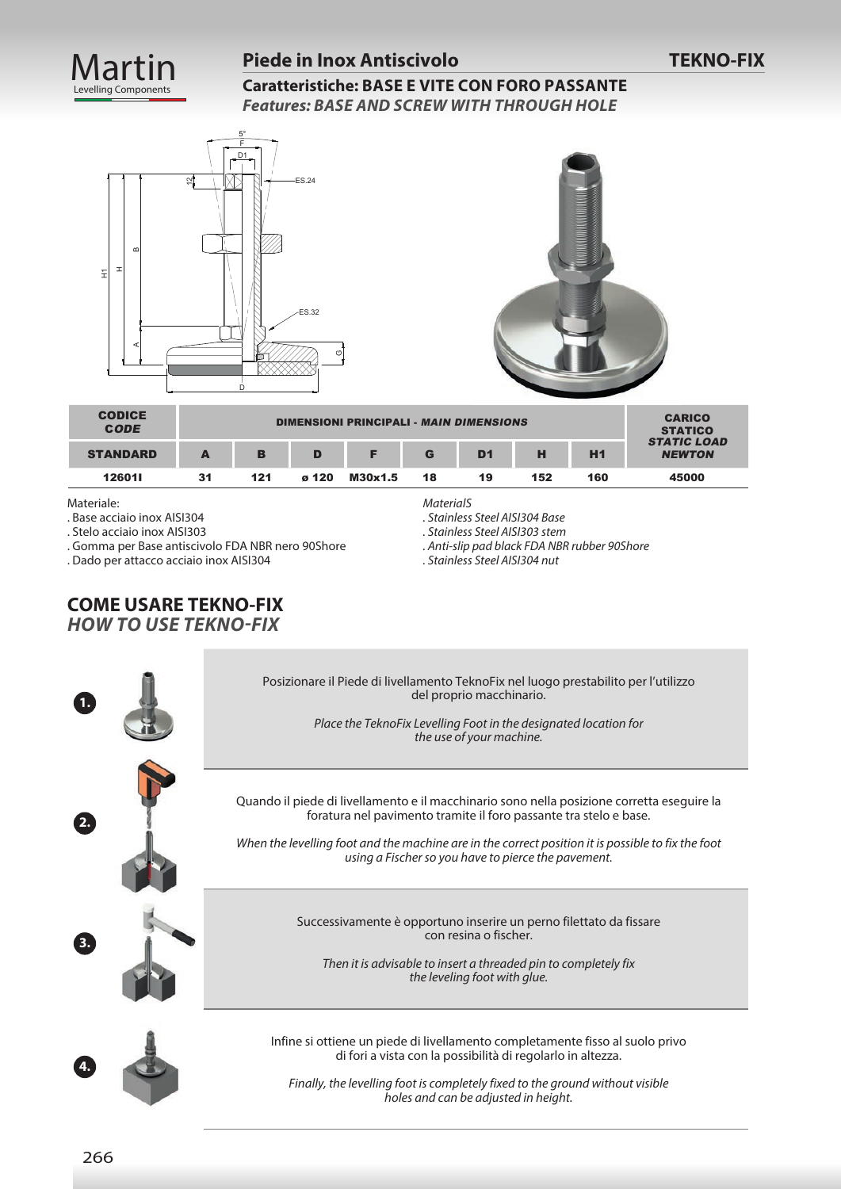Martin
Levelling Components

## Piede in Inox Antiscivolo

## TEKNO-FIX

### Caratteristiche: BASE E VITE CON FORO PASSANTE

***Features: BASE AND SCREW WITH THROUGH HOLE***

| CODICE *CODE* | DIMENSIONI PRINCIPALI - *MAIN DIMENSIONS* | | | | | | | | CARICO STATICO *STATIC LOAD NEWTON* |
|---|---|---|---|---|---|---|---|---|---|
| STANDARD | A | B | D | F | G | D1 | H | H1 | |
| 12601I | 31 | 121 | ø 120 | M30x1.5 | 18 | 19 | 152 | 160 | 45000 |

Materiale:
. Base acciaio inox AISI304
. Stelo acciaio inox AISI303
. Gomma per Base antiscivolo FDA NBR nero 90Shore
. Dado per attacco acciaio inox AISI304

*MaterialS*
*. Stainless Steel AISI304 Base*
*. Stainless Steel AISI303 stem*
*. Anti-slip pad black FDA NBR rubber 90Shore*
*. Stainless Steel AISI304 nut*

## COME USARE TEKNO-FIX

## *HOW TO USE TEKNO-FIX*

**1.** Posizionare il Piede di livellamento TeknoFix nel luogo prestabilito per l'utilizzo del proprio macchinario.

*Place the TeknoFix Levelling Foot in the designated location for the use of your machine.*

**2.** Quando il piede di livellamento e il macchinario sono nella posizione corretta eseguire la foratura nel pavimento tramite il foro passante tra stelo e base.

*When the levelling foot and the machine are in the correct position it is possible to fix the foot using a Fischer so you have to pierce the pavement.*

**3.** Successivamente è opportuno inserire un perno filettato da fissare con resina o fischer.

*Then it is advisable to insert a threaded pin to completely fix the leveling foot with glue.*

**4.** Infine si ottiene un piede di livellamento completamente fisso al suolo privo di fori a vista con la possibilità di regolarlo in altezza.

*Finally, the levelling foot is completely fixed to the ground without visible holes and can be adjusted in height.*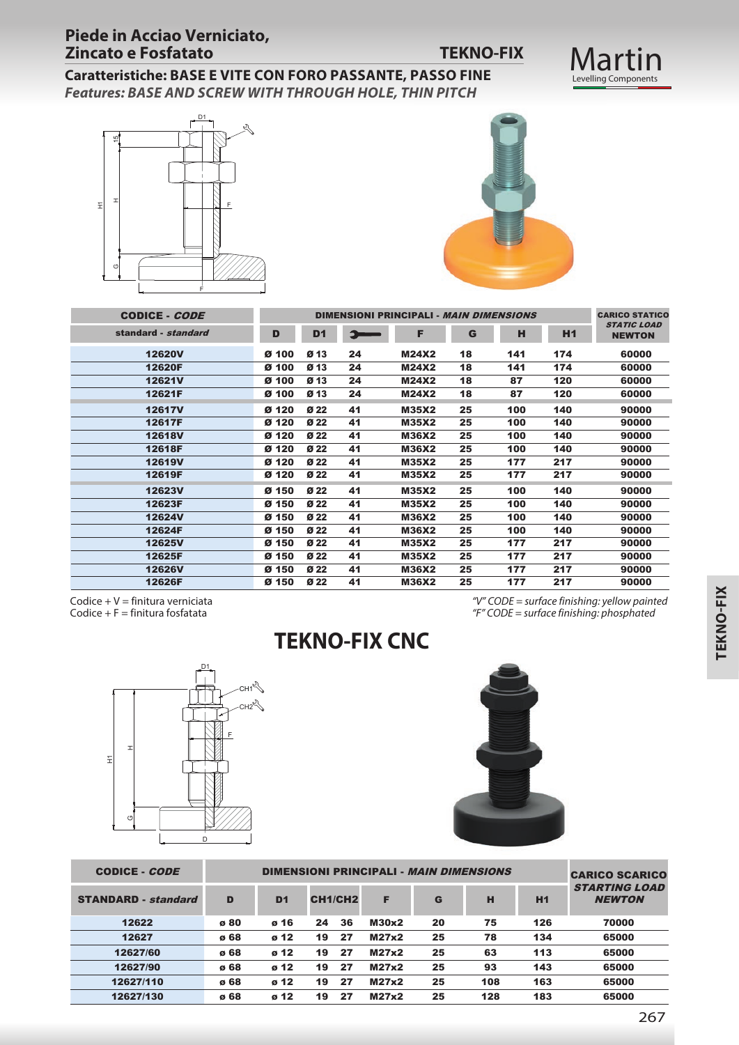## Piede in Acciao Verniciato, Zincato e Fosfatato

**TEKNO-FIX**

### Caratteristiche: BASE E VITE CON FORO PASSANTE, PASSO FINE

***Features: BASE AND SCREW WITH THROUGH HOLE, THIN PITCH***

| CODICE - *CODE* | DIMENSIONI PRINCIPALI - *MAIN DIMENSIONS* | | | | | | | CARICO STATICO *STATIC LOAD* NEWTON |
|---|---|---|---|---|---|---|---|---|
| standard - *standard* | D | D1 | (chiave) | F | G | H | H1 | |
| 12620V | Ø 100 | Ø 13 | 24 | M24X2 | 18 | 141 | 174 | 60000 |
| 12620F | Ø 100 | Ø 13 | 24 | M24X2 | 18 | 141 | 174 | 60000 |
| 12621V | Ø 100 | Ø 13 | 24 | M24X2 | 18 | 87 | 120 | 60000 |
| 12621F | Ø 100 | Ø 13 | 24 | M24X2 | 18 | 87 | 120 | 60000 |
| 12617V | Ø 120 | Ø 22 | 41 | M35X2 | 25 | 100 | 140 | 90000 |
| 12617F | Ø 120 | Ø 22 | 41 | M35X2 | 25 | 100 | 140 | 90000 |
| 12618V | Ø 120 | Ø 22 | 41 | M36X2 | 25 | 100 | 140 | 90000 |
| 12618F | Ø 120 | Ø 22 | 41 | M36X2 | 25 | 100 | 140 | 90000 |
| 12619V | Ø 120 | Ø 22 | 41 | M35X2 | 25 | 177 | 217 | 90000 |
| 12619F | Ø 120 | Ø 22 | 41 | M35X2 | 25 | 177 | 217 | 90000 |
| 12623V | Ø 150 | Ø 22 | 41 | M35X2 | 25 | 100 | 140 | 90000 |
| 12623F | Ø 150 | Ø 22 | 41 | M35X2 | 25 | 100 | 140 | 90000 |
| 12624V | Ø 150 | Ø 22 | 41 | M36X2 | 25 | 100 | 140 | 90000 |
| 12624F | Ø 150 | Ø 22 | 41 | M36X2 | 25 | 100 | 140 | 90000 |
| 12625V | Ø 150 | Ø 22 | 41 | M35X2 | 25 | 177 | 217 | 90000 |
| 12625F | Ø 150 | Ø 22 | 41 | M35X2 | 25 | 177 | 217 | 90000 |
| 12626V | Ø 150 | Ø 22 | 41 | M36X2 | 25 | 177 | 217 | 90000 |
| 12626F | Ø 150 | Ø 22 | 41 | M36X2 | 25 | 177 | 217 | 90000 |

Codice + V = finitura verniciata
Codice + F = finitura fosfatata

*"V" CODE = surface finishing: yellow painted*
*"F" CODE = surface finishing: phosphated*

## TEKNO-FIX CNC

| CODICE - *CODE* | DIMENSIONI PRINCIPALI - *MAIN DIMENSIONS* | | | | | | | | CARICO SCARICO *STARTING LOAD NEWTON* |
|---|---|---|---|---|---|---|---|---|---|
| STANDARD - *standard* | D | D1 | CH1/CH2 | | F | G | H | H1 | |
| 12622 | ø 80 | ø 16 | 24 | 36 | M30x2 | 20 | 75 | 126 | 70000 |
| 12627 | ø 68 | ø 12 | 19 | 27 | M27x2 | 25 | 78 | 134 | 65000 |
| 12627/60 | ø 68 | ø 12 | 19 | 27 | M27x2 | 25 | 63 | 113 | 65000 |
| 12627/90 | ø 68 | ø 12 | 19 | 27 | M27x2 | 25 | 93 | 143 | 65000 |
| 12627/110 | ø 68 | ø 12 | 19 | 27 | M27x2 | 25 | 108 | 163 | 65000 |
| 12627/130 | ø 68 | ø 12 | 19 | 27 | M27x2 | 25 | 128 | 183 | 65000 |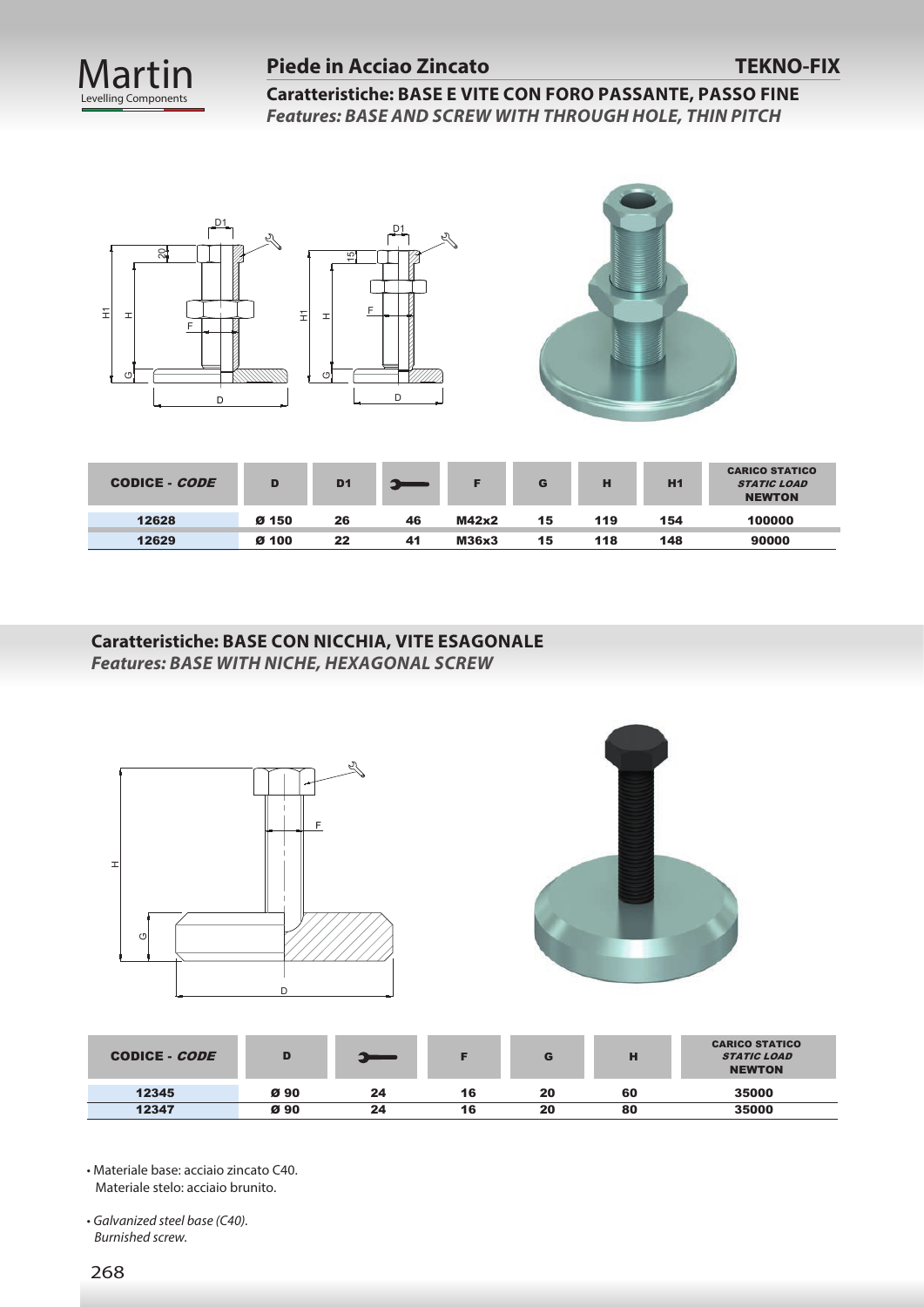## Piede in Acciao Zincato

**TEKNO-FIX**

**Caratteristiche: BASE E VITE CON FORO PASSANTE, PASSO FINE**
***Features: BASE AND SCREW WITH THROUGH HOLE, THIN PITCH***

| CODICE - *CODE* | D | D1 | 🔧 | F | G | H | H1 | CARICO STATICO *STATIC LOAD* NEWTON |
|---|---|---|---|---|---|---|---|---|
| 12628 | Ø 150 | 26 | 46 | M42x2 | 15 | 119 | 154 | 100000 |
| 12629 | Ø 100 | 22 | 41 | M36x3 | 15 | 118 | 148 | 90000 |

**Caratteristiche: BASE CON NICCHIA, VITE ESAGONALE**
***Features: BASE WITH NICHE, HEXAGONAL SCREW***

| CODICE - *CODE* | D | 🔧 | F | G | H | CARICO STATICO *STATIC LOAD* NEWTON |
|---|---|---|---|---|---|---|
| 12345 | Ø 90 | 24 | 16 | 20 | 60 | 35000 |
| 12347 | Ø 90 | 24 | 16 | 20 | 80 | 35000 |

- Materiale base: acciaio zincato C40.
  Materiale stelo: acciaio brunito.

- *Galvanized steel base (C40).*
  *Burnished screw.*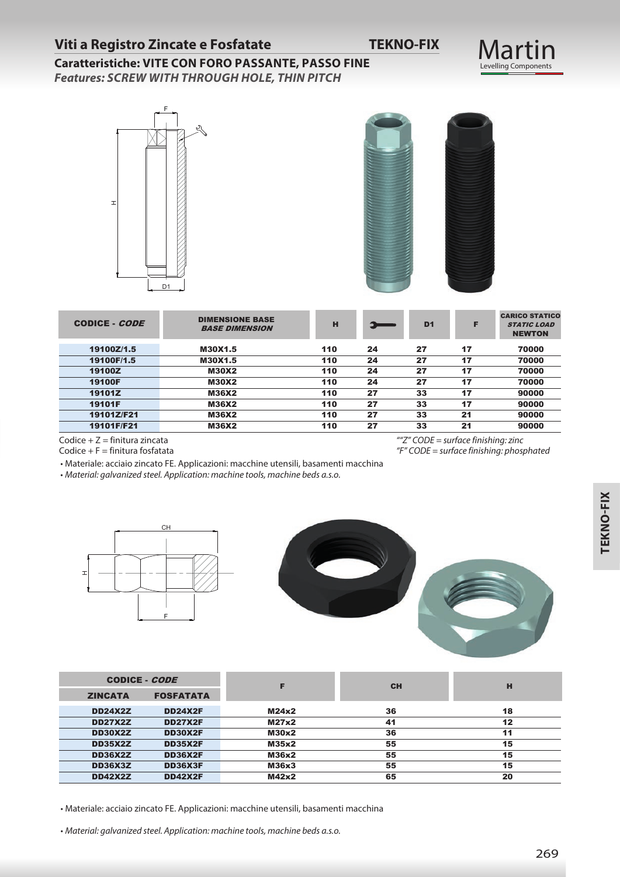## Viti a Registro Zincate e Fosfatate

**TEKNO-FIX**

### Caratteristiche: VITE CON FORO PASSANTE, PASSO FINE

***Features: SCREW WITH THROUGH HOLE, THIN PITCH***

| CODICE - *CODE* | DIMENSIONE BASE *BASE DIMENSION* | H | CH | D1 | F | CARICO STATICO *STATIC LOAD* NEWTON |
|---|---|---|---|---|---|---|
| 19100Z/1.5 | M30X1.5 | 110 | 24 | 27 | 17 | 70000 |
| 19100F/1.5 | M30X1.5 | 110 | 24 | 27 | 17 | 70000 |
| 19100Z | M30X2 | 110 | 24 | 27 | 17 | 70000 |
| 19100F | M30X2 | 110 | 24 | 27 | 17 | 70000 |
| 19101Z | M36X2 | 110 | 27 | 33 | 17 | 90000 |
| 19101F | M36X2 | 110 | 27 | 33 | 17 | 90000 |
| 19101Z/F21 | M36X2 | 110 | 27 | 33 | 21 | 90000 |
| 19101F/F21 | M36X2 | 110 | 27 | 33 | 21 | 90000 |

Codice + Z = finitura zincata
Codice + F = finitura fosfatata

*""Z" CODE = surface finishing: zinc*
*"F" CODE = surface finishing: phosphated*

- Materiale: acciaio zincato FE. Applicazioni: macchine utensili, basamenti macchina
- *Material: galvanized steel. Application: machine tools, machine beds a.s.o.*

| CODICE - *CODE* | | F | CH | H |
|---|---|---|---|---|
| ZINCATA | FOSFATATA | | | |
| DD24X2Z | DD24X2F | M24x2 | 36 | 18 |
| DD27X2Z | DD27X2F | M27x2 | 41 | 12 |
| DD30X2Z | DD30X2F | M30x2 | 36 | 11 |
| DD35X2Z | DD35X2F | M35x2 | 55 | 15 |
| DD36X2Z | DD36X2F | M36x2 | 55 | 15 |
| DD36X3Z | DD36X3F | M36x3 | 55 | 15 |
| DD42X2Z | DD42X2F | M42x2 | 65 | 20 |

- Materiale: acciaio zincato FE. Applicazioni: macchine utensili, basamenti macchina
- *Material: galvanized steel. Application: machine tools, machine beds a.s.o.*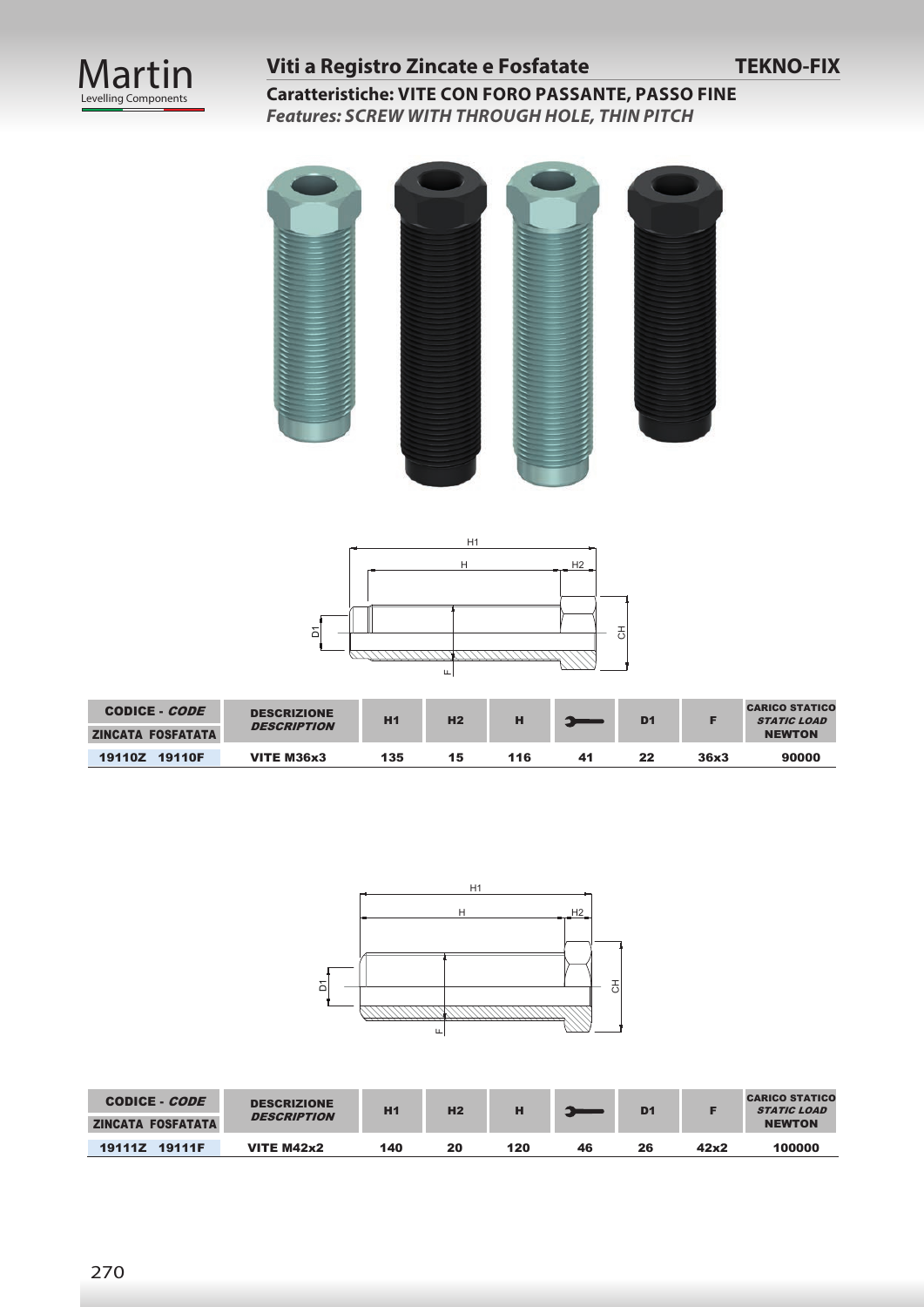## Viti a Registro Zincate e Fosfatate

**TEKNO-FIX**

**Caratteristiche: VITE CON FORO PASSANTE, PASSO FINE**

***Features: SCREW WITH THROUGH HOLE, THIN PITCH***

| CODICE - *CODE* | | DESCRIZIONE *DESCRIPTION* | H1 | H2 | H | CH | D1 | F | CARICO STATICO *STATIC LOAD* NEWTON |
|---|---|---|---|---|---|---|---|---|---|
| ZINCATA | FOSFATATA | | | | | | | | |
| 19110Z | 19110F | VITE M36x3 | 135 | 15 | 116 | 41 | 22 | 36x3 | 90000 |

| CODICE - *CODE* | | DESCRIZIONE *DESCRIPTION* | H1 | H2 | H | CH | D1 | F | CARICO STATICO *STATIC LOAD* NEWTON |
|---|---|---|---|---|---|---|---|---|---|
| ZINCATA | FOSFATATA | | | | | | | | |
| 19111Z | 19111F | VITE M42x2 | 140 | 20 | 120 | 46 | 26 | 42x2 | 100000 |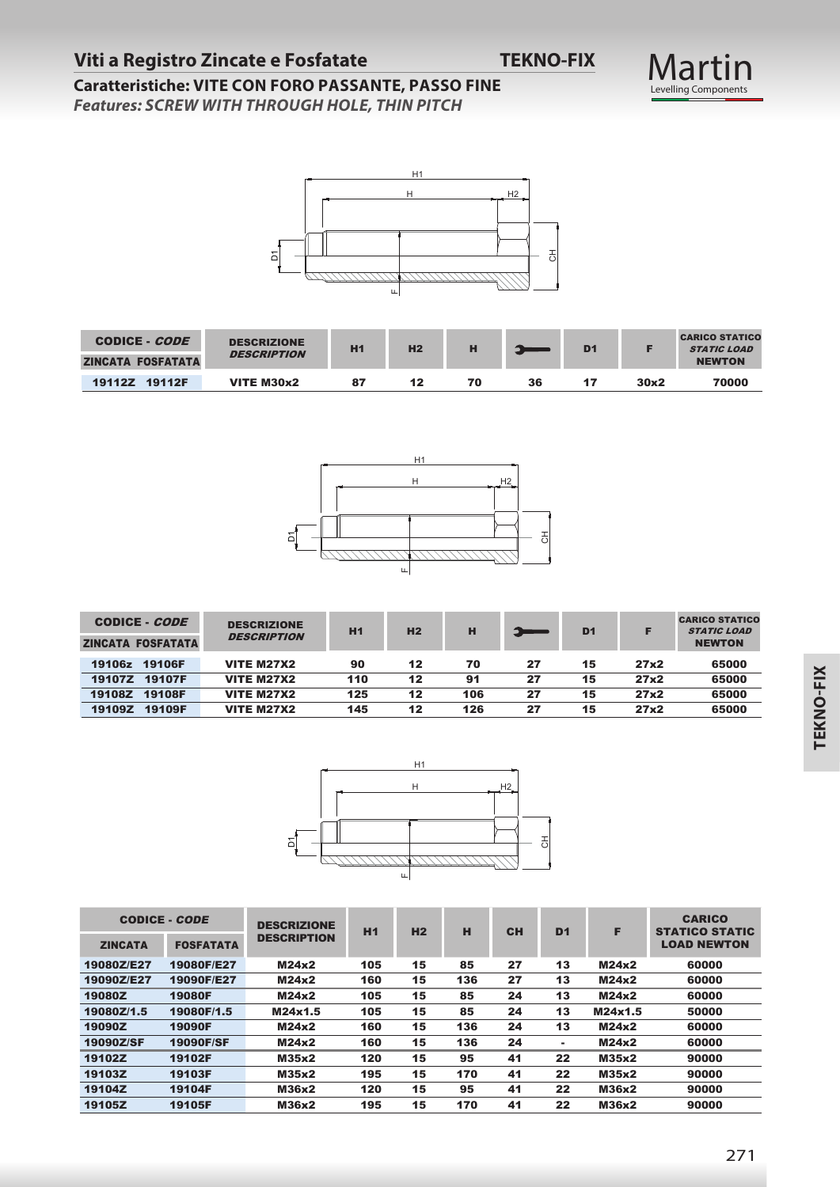# Viti a Registro Zincate e Fosfatate

**TEKNO-FIX**

## Caratteristiche: VITE CON FORO PASSANTE, PASSO FINE

***Features: SCREW WITH THROUGH HOLE, THIN PITCH***

| CODICE - *CODE* | | DESCRIZIONE *DESCRIPTION* | H1 | H2 | H | CH | D1 | F | CARICO STATICO *STATIC LOAD* NEWTON |
|---|---|---|---|---|---|---|---|---|---|
| ZINCATA | FOSFATATA | | | | | | | | |
| 19112Z | 19112F | VITE M30x2 | 87 | 12 | 70 | 36 | 17 | 30x2 | 70000 |

| CODICE - *CODE* | | DESCRIZIONE *DESCRIPTION* | H1 | H2 | H | CH | D1 | F | CARICO STATICO *STATIC LOAD* NEWTON |
|---|---|---|---|---|---|---|---|---|---|
| ZINCATA | FOSFATATA | | | | | | | | |
| 19106z | 19106F | VITE M27X2 | 90 | 12 | 70 | 27 | 15 | 27x2 | 65000 |
| 19107Z | 19107F | VITE M27X2 | 110 | 12 | 91 | 27 | 15 | 27x2 | 65000 |
| 19108Z | 19108F | VITE M27X2 | 125 | 12 | 106 | 27 | 15 | 27x2 | 65000 |
| 19109Z | 19109F | VITE M27X2 | 145 | 12 | 126 | 27 | 15 | 27x2 | 65000 |

| CODICE - *CODE* | | DESCRIZIONE DESCRIPTION | H1 | H2 | H | CH | D1 | F | CARICO STATICO STATIC LOAD NEWTON |
|---|---|---|---|---|---|---|---|---|---|
| ZINCATA | FOSFATATA | | | | | | | | |
| 19080Z/E27 | 19080F/E27 | M24x2 | 105 | 15 | 85 | 27 | 13 | M24x2 | 60000 |
| 19090Z/E27 | 19090F/E27 | M24x2 | 160 | 15 | 136 | 27 | 13 | M24x2 | 60000 |
| 19080Z | 19080F | M24x2 | 105 | 15 | 85 | 24 | 13 | M24x2 | 60000 |
| 19080Z/1.5 | 19080F/1.5 | M24x1.5 | 105 | 15 | 85 | 24 | 13 | M24x1.5 | 50000 |
| 19090Z | 19090F | M24x2 | 160 | 15 | 136 | 24 | 13 | M24x2 | 60000 |
| 19090Z/SF | 19090F/SF | M24x2 | 160 | 15 | 136 | 24 | - | M24x2 | 60000 |
| 19102Z | 19102F | M35x2 | 120 | 15 | 95 | 41 | 22 | M35x2 | 90000 |
| 19103Z | 19103F | M35x2 | 195 | 15 | 170 | 41 | 22 | M35x2 | 90000 |
| 19104Z | 19104F | M36x2 | 120 | 15 | 95 | 41 | 22 | M36x2 | 90000 |
| 19105Z | 19105F | M36x2 | 195 | 15 | 170 | 41 | 22 | M36x2 | 90000 |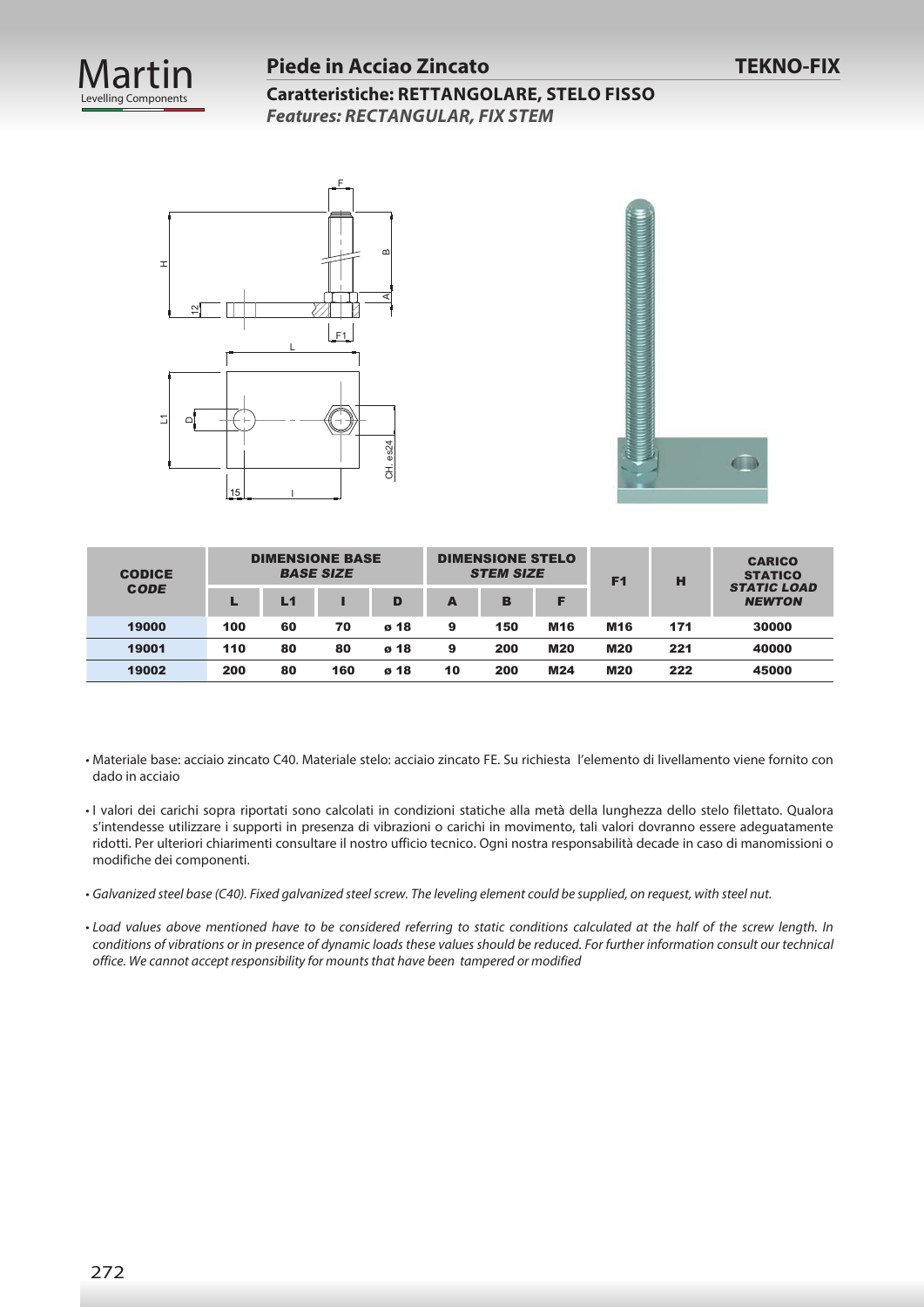Martin
Levelling Components

## Piede in Acciao Zincato

**TEKNO-FIX**

### Caratteristiche: RETTANGOLARE, STELO FISSO
***Features: RECTANGULAR, FIX STEM***

F
H
B
12
A
F1
L
L1
D
CH. es24
15
I

| CODICE *CODE* | DIMENSIONE BASE *BASE SIZE* | | | | DIMENSIONE STELO *STEM SIZE* | | | F1 | H | CARICO STATICO *STATIC LOAD NEWTON* |
|---|---|---|---|---|---|---|---|---|---|---|
| | L | L1 | I | D | A | B | F | | | |
| 19000 | 100 | 60 | 70 | ø 18 | 9 | 150 | M16 | M16 | 171 | 30000 |
| 19001 | 110 | 80 | 80 | ø 18 | 9 | 200 | M20 | M20 | 221 | 40000 |
| 19002 | 200 | 80 | 160 | ø 18 | 10 | 200 | M24 | M20 | 222 | 45000 |

- Materiale base: acciaio zincato C40. Materiale stelo: acciaio zincato FE. Su richiesta l'elemento di livellamento viene fornito con dado in acciaio
- I valori dei carichi sopra riportati sono calcolati in condizioni statiche alla metà della lunghezza dello stelo filettato. Qualora s'intendesse utilizzare i supporti in presenza di vibrazioni o carichi in movimento, tali valori dovranno essere adeguatamente ridotti. Per ulteriori chiarimenti consultare il nostro ufficio tecnico. Ogni nostra responsabilità decade in caso di manomissioni o modifiche dei componenti.
- *Galvanized steel base (C40). Fixed galvanized steel screw. The leveling element could be supplied, on request, with steel nut.*
- *Load values above mentioned have to be considered referring to static conditions calculated at the half of the screw length. In conditions of vibrations or in presence of dynamic loads these values should be reduced. For further information consult our technical office. We cannot accept responsibility for mounts that have been tampered or modified*